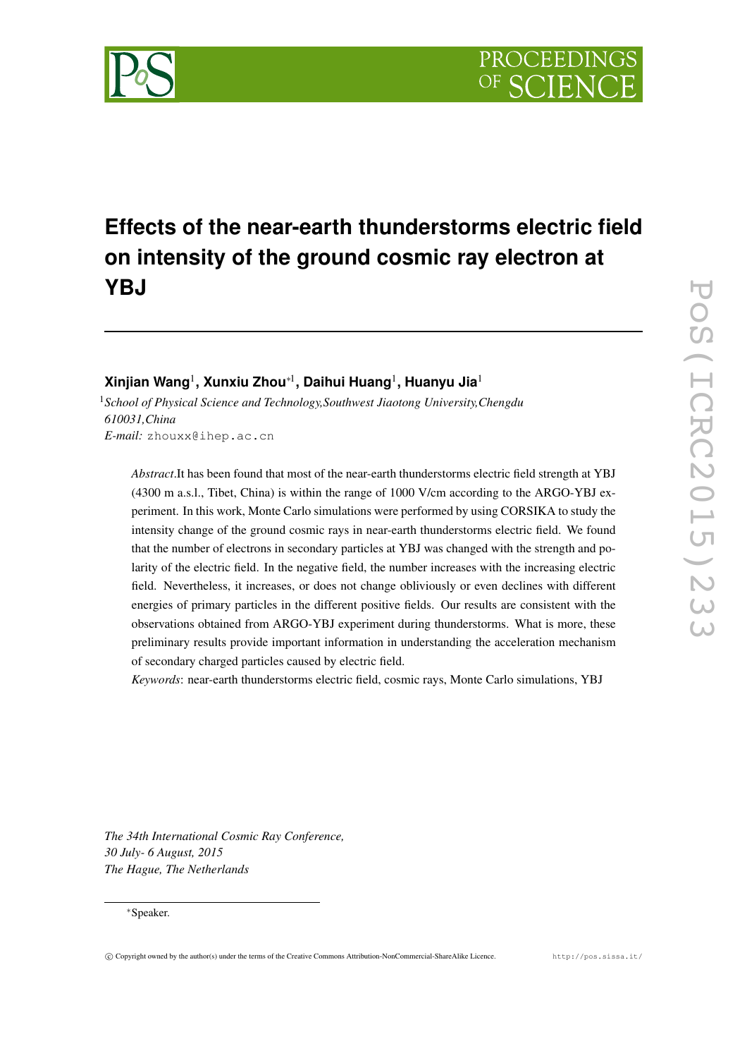# Effects of the near-earth thunderstorms electric field on intensity of the ground cosmic ray electron at YBJ

**Xinjian Wang**[1]**, Xunxiu Zhou***[1]**, Daihui Huang**[1]**, Huanyu Jia**[1]

[1]*School of Physical Science and Technology,Southwest Jiaotong University,Chengdu 610031,China*
*E-mail:* zhouxx@ihep.ac.cn

*Abstract*.It has been found that most of the near-earth thunderstorms electric field strength at YBJ (4300 m a.s.l., Tibet, China) is within the range of 1000 V/cm according to the ARGO-YBJ experiment. In this work, Monte Carlo simulations were performed by using CORSIKA to study the intensity change of the ground cosmic rays in near-earth thunderstorms electric field. We found that the number of electrons in secondary particles at YBJ was changed with the strength and polarity of the electric field. In the negative field, the number increases with the increasing electric field. Nevertheless, it increases, or does not change obliviously or even declines with different energies of primary particles in the different positive fields. Our results are consistent with the observations obtained from ARGO-YBJ experiment during thunderstorms. What is more, these preliminary results provide important information in understanding the acceleration mechanism of secondary charged particles caused by electric field.

*Keywords*: near-earth thunderstorms electric field, cosmic rays, Monte Carlo simulations, YBJ

*The 34th International Cosmic Ray Conference,*
*30 July- 6 August, 2015*
*The Hague, The Netherlands*

*Speaker.

© Copyright owned by the author(s) under the terms of the Creative Commons Attribution-NonCommercial-ShareAlike Licence. http://pos.sissa.it/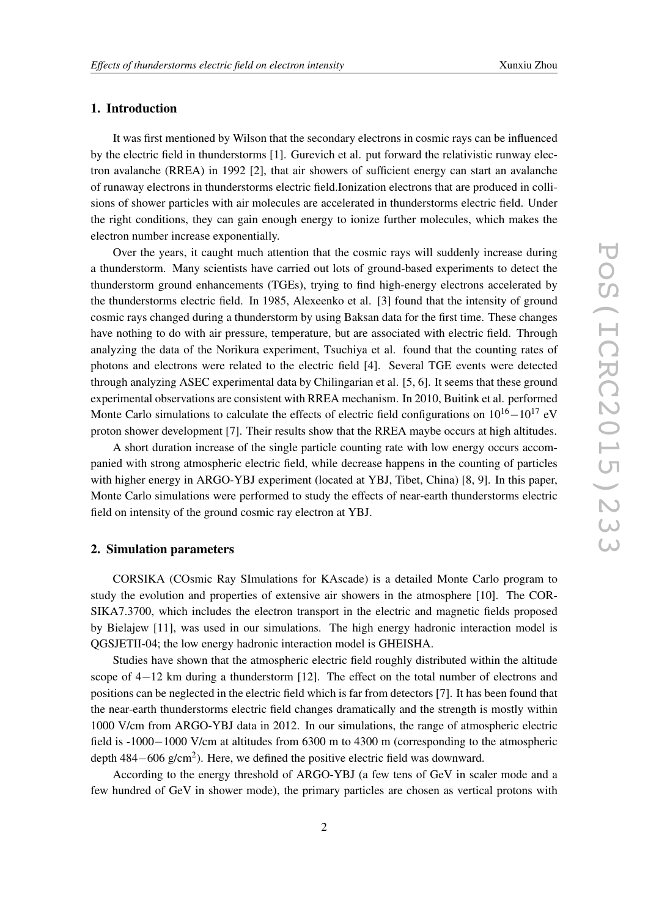## 1. Introduction

It was first mentioned by Wilson that the secondary electrons in cosmic rays can be influenced by the electric field in thunderstorms [1]. Gurevich et al. put forward the relativistic runway electron avalanche (RREA) in 1992 [2], that air showers of sufficient energy can start an avalanche of runaway electrons in thunderstorms electric field.Ionization electrons that are produced in collisions of shower particles with air molecules are accelerated in thunderstorms electric field. Under the right conditions, they can gain enough energy to ionize further molecules, which makes the electron number increase exponentially.

Over the years, it caught much attention that the cosmic rays will suddenly increase during a thunderstorm. Many scientists have carried out lots of ground-based experiments to detect the thunderstorm ground enhancements (TGEs), trying to find high-energy electrons accelerated by the thunderstorms electric field. In 1985, Alexeenko et al. [3] found that the intensity of ground cosmic rays changed during a thunderstorm by using Baksan data for the first time. These changes have nothing to do with air pressure, temperature, but are associated with electric field. Through analyzing the data of the Norikura experiment, Tsuchiya et al. found that the counting rates of photons and electrons were related to the electric field [4]. Several TGE events were detected through analyzing ASEC experimental data by Chilingarian et al. [5, 6]. It seems that these ground experimental observations are consistent with RREA mechanism. In 2010, Buitink et al. performed Monte Carlo simulations to calculate the effects of electric field configurations on $10^{16}-10^{17}$ eV proton shower development [7]. Their results show that the RREA maybe occurs at high altitudes.

A short duration increase of the single particle counting rate with low energy occurs accompanied with strong atmospheric electric field, while decrease happens in the counting of particles with higher energy in ARGO-YBJ experiment (located at YBJ, Tibet, China) [8, 9]. In this paper, Monte Carlo simulations were performed to study the effects of near-earth thunderstorms electric field on intensity of the ground cosmic ray electron at YBJ.

## 2. Simulation parameters

CORSIKA (COsmic Ray SImulations for KAscade) is a detailed Monte Carlo program to study the evolution and properties of extensive air showers in the atmosphere [10]. The CORSIKA7.3700, which includes the electron transport in the electric and magnetic fields proposed by Bielajew [11], was used in our simulations. The high energy hadronic interaction model is QGSJETII-04; the low energy hadronic interaction model is GHEISHA.

Studies have shown that the atmospheric electric field roughly distributed within the altitude scope of $4-12$ km during a thunderstorm [12]. The effect on the total number of electrons and positions can be neglected in the electric field which is far from detectors [7]. It has been found that the near-earth thunderstorms electric field changes dramatically and the strength is mostly within 1000 V/cm from ARGO-YBJ data in 2012. In our simulations, the range of atmospheric electric field is -1000$-$1000 V/cm at altitudes from 6300 m to 4300 m (corresponding to the atmospheric depth $484-606$ g/cm$^2$). Here, we defined the positive electric field was downward.

According to the energy threshold of ARGO-YBJ (a few tens of GeV in scaler mode and a few hundred of GeV in shower mode), the primary particles are chosen as vertical protons with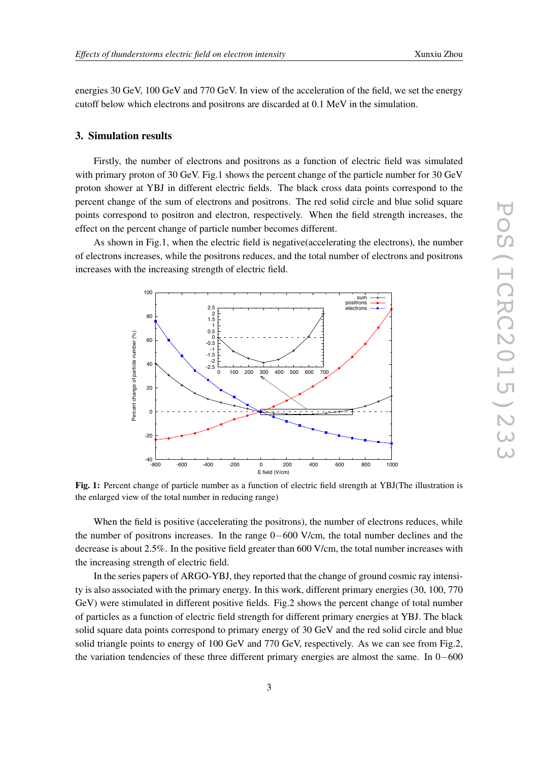energies 30 GeV, 100 GeV and 770 GeV. In view of the acceleration of the field, we set the energy cutoff below which electrons and positrons are discarded at 0.1 MeV in the simulation.

## 3. Simulation results

Firstly, the number of electrons and positrons as a function of electric field was simulated with primary proton of 30 GeV. Fig.1 shows the percent change of the particle number for 30 GeV proton shower at YBJ in different electric fields. The black cross data points correspond to the percent change of the sum of electrons and positrons. The red solid circle and blue solid square points correspond to positron and electron, respectively. When the field strength increases, the effect on the percent change of particle number becomes different.

As shown in Fig.1, when the electric field is negative(accelerating the electrons), the number of electrons increases, while the positrons reduces, and the total number of electrons and positrons increases with the increasing strength of electric field.

**Fig. 1:** Percent change of particle number as a function of electric field strength at YBJ(The illustration is the enlarged view of the total number in reducing range)

When the field is positive (accelerating the positrons), the number of electrons reduces, while the number of positrons increases. In the range 0−600 V/cm, the total number declines and the decrease is about 2.5%. In the positive field greater than 600 V/cm, the total number increases with the increasing strength of electric field.

In the series papers of ARGO-YBJ, they reported that the change of ground cosmic ray intensity is also associated with the primary energy. In this work, different primary energies (30, 100, 770 GeV) were stimulated in different positive fields. Fig.2 shows the percent change of total number of particles as a function of electric field strength for different primary energies at YBJ. The black solid square data points correspond to primary energy of 30 GeV and the red solid circle and blue solid triangle points to energy of 100 GeV and 770 GeV, respectively. As we can see from Fig.2, the variation tendencies of these three different primary energies are almost the same. In 0−600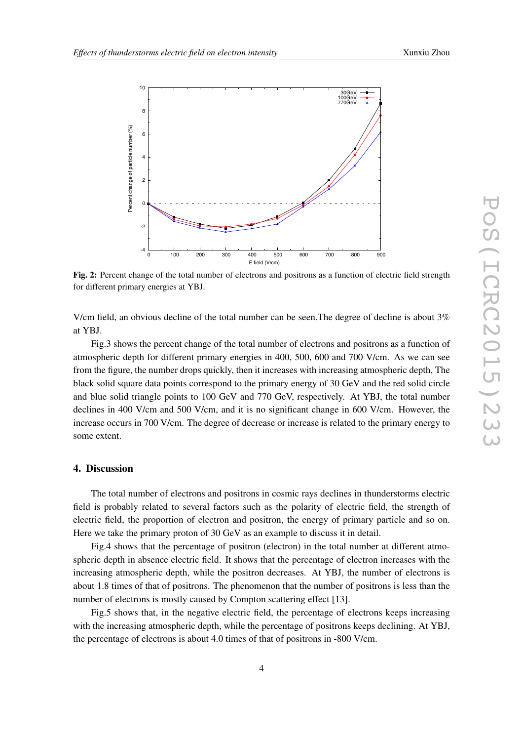**Fig. 2:** Percent change of the total number of electrons and positrons as a function of electric field strength for different primary energies at YBJ.

V/cm field, an obvious decline of the total number can be seen.The degree of decline is about 3% at YBJ.

Fig.3 shows the percent change of the total number of electrons and positrons as a function of atmospheric depth for different primary energies in 400, 500, 600 and 700 V/cm. As we can see from the figure, the number drops quickly, then it increases with increasing atmospheric depth, The black solid square data points correspond to the primary energy of 30 GeV and the red solid circle and blue solid triangle points to 100 GeV and 770 GeV, respectively. At YBJ, the total number declines in 400 V/cm and 500 V/cm, and it is no significant change in 600 V/cm. However, the increase occurs in 700 V/cm. The degree of decrease or increase is related to the primary energy to some extent.

## 4. Discussion

The total number of electrons and positrons in cosmic rays declines in thunderstorms electric field is probably related to several factors such as the polarity of electric field, the strength of electric field, the proportion of electron and positron, the energy of primary particle and so on. Here we take the primary proton of 30 GeV as an example to discuss it in detail.

Fig.4 shows that the percentage of positron (electron) in the total number at different atmospheric depth in absence electric field. It shows that the percentage of electron increases with the increasing atmospheric depth, while the positron decreases. At YBJ, the number of electrons is about 1.8 times of that of positrons. The phenomenon that the number of positrons is less than the number of electrons is mostly caused by Compton scattering effect [13].

Fig.5 shows that, in the negative electric field, the percentage of electrons keeps increasing with the increasing atmospheric depth, while the percentage of positrons keeps declining. At YBJ, the percentage of electrons is about 4.0 times of that of positrons in -800 V/cm.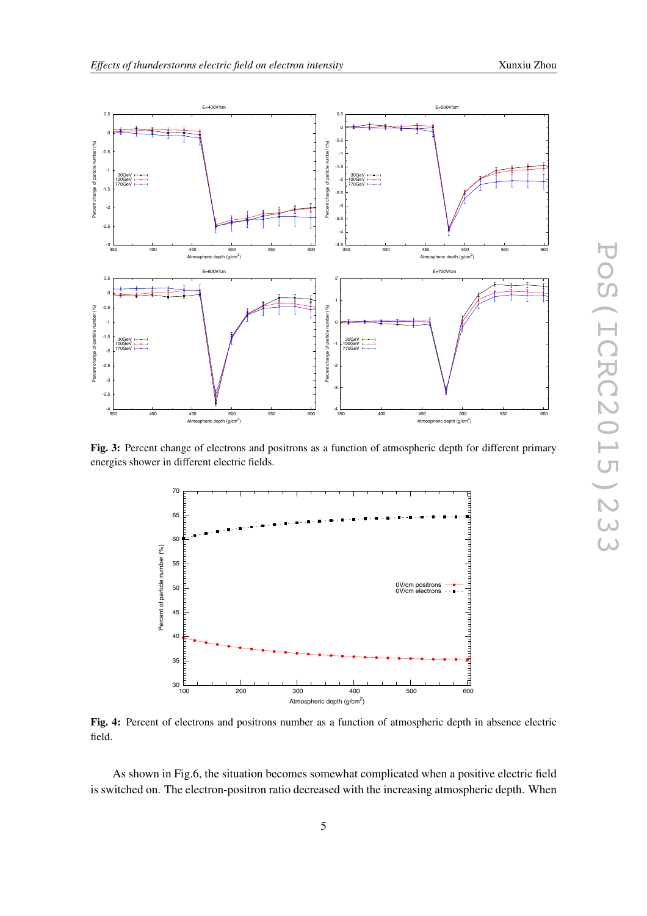**Fig. 3:** Percent change of electrons and positrons as a function of atmospheric depth for different primary energies shower in different electric fields.

**Fig. 4:** Percent of electrons and positrons number as a function of atmospheric depth in absence electric field.

As shown in Fig.6, the situation becomes somewhat complicated when a positive electric field is switched on. The electron-positron ratio decreased with the increasing atmospheric depth. When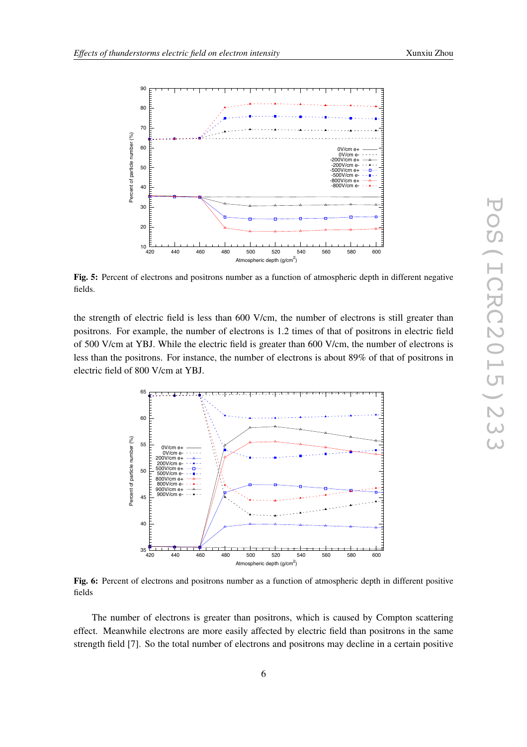**Fig. 5:** Percent of electrons and positrons number as a function of atmospheric depth in different negative fields.

the strength of electric field is less than 600 V/cm, the number of electrons is still greater than positrons. For example, the number of electrons is 1.2 times of that of positrons in electric field of 500 V/cm at YBJ. While the electric field is greater than 600 V/cm, the number of electrons is less than the positrons. For instance, the number of electrons is about 89% of that of positrons in electric field of 800 V/cm at YBJ.

**Fig. 6:** Percent of electrons and positrons number as a function of atmospheric depth in different positive fields

The number of electrons is greater than positrons, which is caused by Compton scattering effect. Meanwhile electrons are more easily affected by electric field than positrons in the same strength field [7]. So the total number of electrons and positrons may decline in a certain positive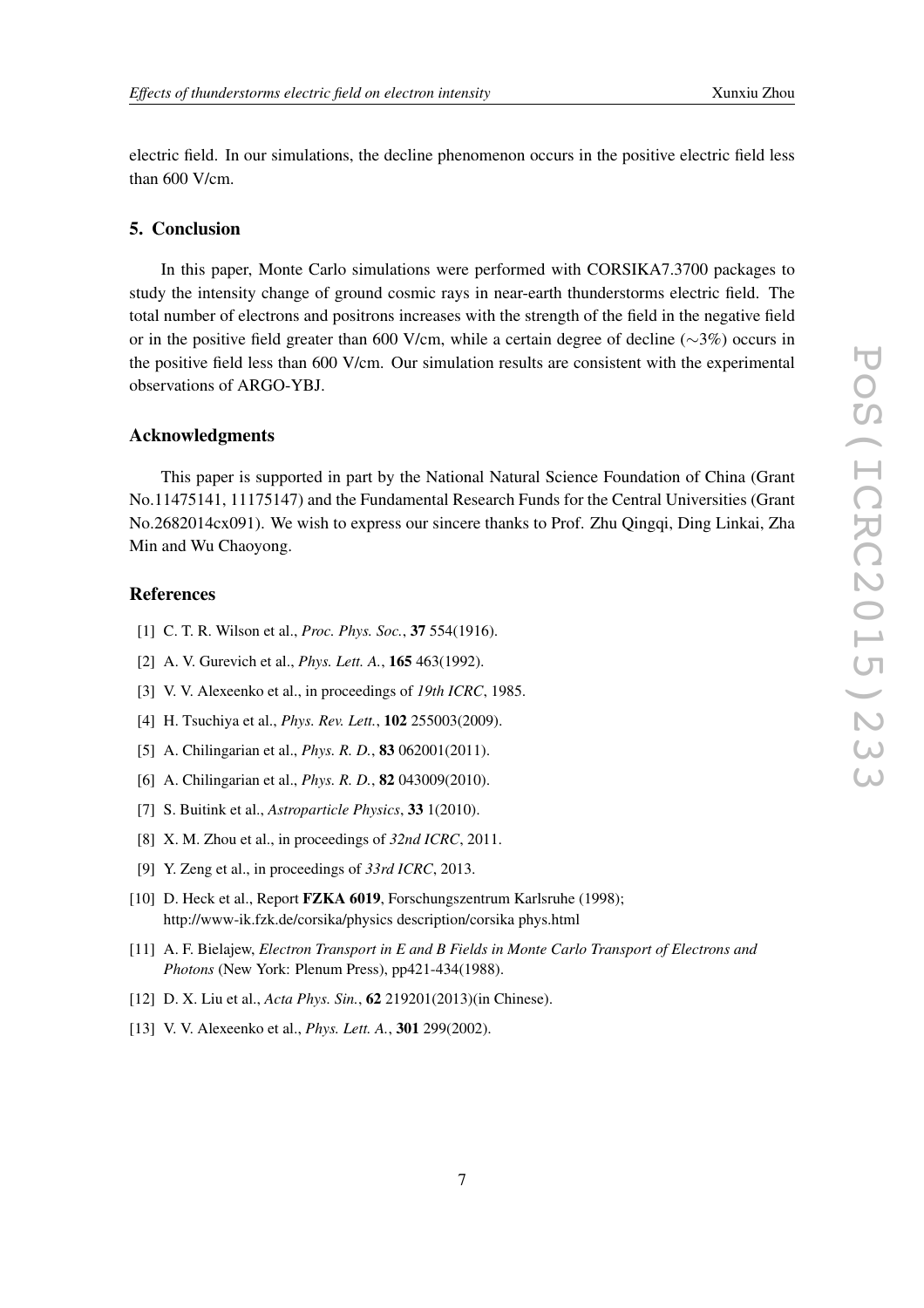electric field. In our simulations, the decline phenomenon occurs in the positive electric field less than 600 V/cm.

## 5. Conclusion

In this paper, Monte Carlo simulations were performed with CORSIKA7.3700 packages to study the intensity change of ground cosmic rays in near-earth thunderstorms electric field. The total number of electrons and positrons increases with the strength of the field in the negative field or in the positive field greater than 600 V/cm, while a certain degree of decline ($\sim$3%) occurs in the positive field less than 600 V/cm. Our simulation results are consistent with the experimental observations of ARGO-YBJ.

## Acknowledgments

This paper is supported in part by the National Natural Science Foundation of China (Grant No.11475141, 11175147) and the Fundamental Research Funds for the Central Universities (Grant No.2682014cx091). We wish to express our sincere thanks to Prof. Zhu Qingqi, Ding Linkai, Zha Min and Wu Chaoyong.

## References

[1] C. T. R. Wilson et al., *Proc. Phys. Soc.*, **37** 554(1916).

[2] A. V. Gurevich et al., *Phys. Lett. A.*, **165** 463(1992).

[3] V. V. Alexeenko et al., in proceedings of *19th ICRC*, 1985.

[4] H. Tsuchiya et al., *Phys. Rev. Lett.*, **102** 255003(2009).

[5] A. Chilingarian et al., *Phys. R. D.*, **83** 062001(2011).

[6] A. Chilingarian et al., *Phys. R. D.*, **82** 043009(2010).

[7] S. Buitink et al., *Astroparticle Physics*, **33** 1(2010).

[8] X. M. Zhou et al., in proceedings of *32nd ICRC*, 2011.

[9] Y. Zeng et al., in proceedings of *33rd ICRC*, 2013.

[10] D. Heck et al., Report **FZKA 6019**, Forschungszentrum Karlsruhe (1998); http://www-ik.fzk.de/corsika/physics description/corsika phys.html

[11] A. F. Bielajew, *Electron Transport in E and B Fields in Monte Carlo Transport of Electrons and Photons* (New York: Plenum Press), pp421-434(1988).

[12] D. X. Liu et al., *Acta Phys. Sin.*, **62** 219201(2013)(in Chinese).

[13] V. V. Alexeenko et al., *Phys. Lett. A.*, **301** 299(2002).